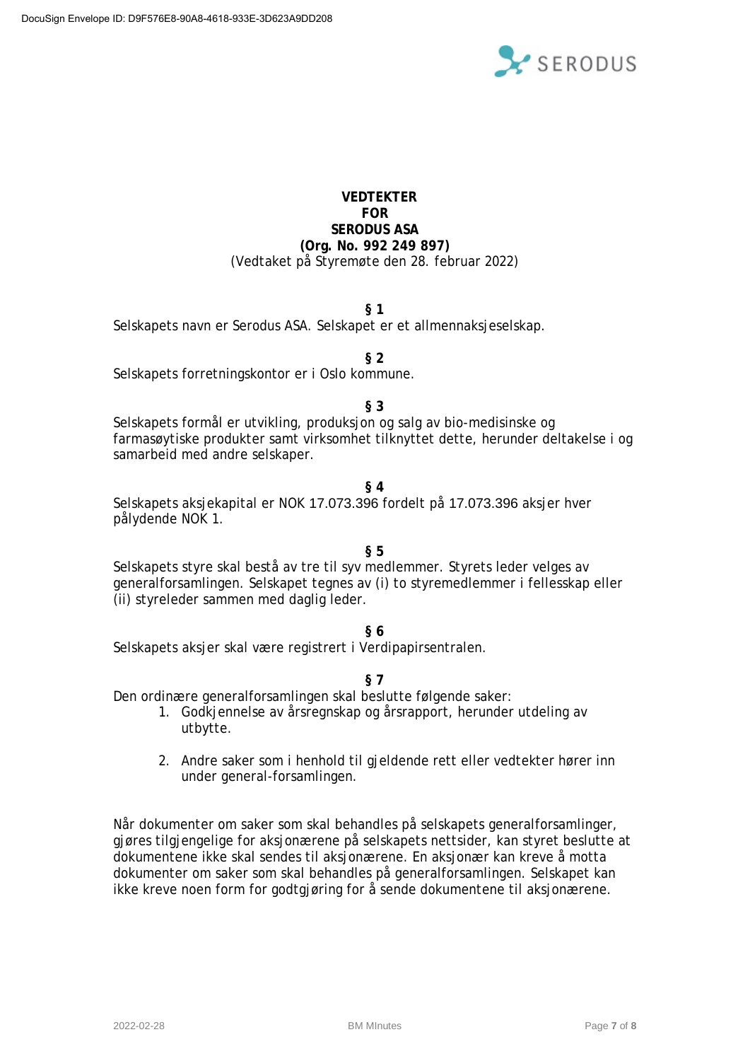# VEDTEKTER FOR SERODUS ASA

**(Org. No. 992 249 897)**

(Vedtaket på Styremøte den 28. februar 2022)

**§ 1**

Selskapets navn er Serodus ASA. Selskapet er et allmennaksjeselskap.

**§ 2**

Selskapets forretningskontor er i Oslo kommune.

**§ 3**

Selskapets formål er utvikling, produksjon og salg av bio-medisinske og farmasøytiske produkter samt virksomhet tilknyttet dette, herunder deltakelse i og samarbeid med andre selskaper.

**§ 4**

Selskapets aksjekapital er NOK 17.073.396 fordelt på 17.073.396 aksjer hver pålydende NOK 1.

**§ 5**

Selskapets styre skal bestå av tre til syv medlemmer. Styrets leder velges av generalforsamlingen. Selskapet tegnes av (i) to styremedlemmer i fellesskap eller (ii) styreleder sammen med daglig leder.

**§ 6**

Selskapets aksjer skal være registrert i Verdipapirsentralen.

**§ 7**

Den ordinære generalforsamlingen skal beslutte følgende saker:

1. Godkjennelse av årsregnskap og årsrapport, herunder utdeling av utbytte.

2. Andre saker som i henhold til gjeldende rett eller vedtekter hører inn under general-forsamlingen.

Når dokumenter om saker som skal behandles på selskapets generalforsamlinger, gjøres tilgjengelige for aksjonærene på selskapets nettsider, kan styret beslutte at dokumentene ikke skal sendes til aksjonærene. En aksjonær kan kreve å motta dokumenter om saker som skal behandles på generalforsamlingen. Selskapet kan ikke kreve noen form for godtgjøring for å sende dokumentene til aksjonærene.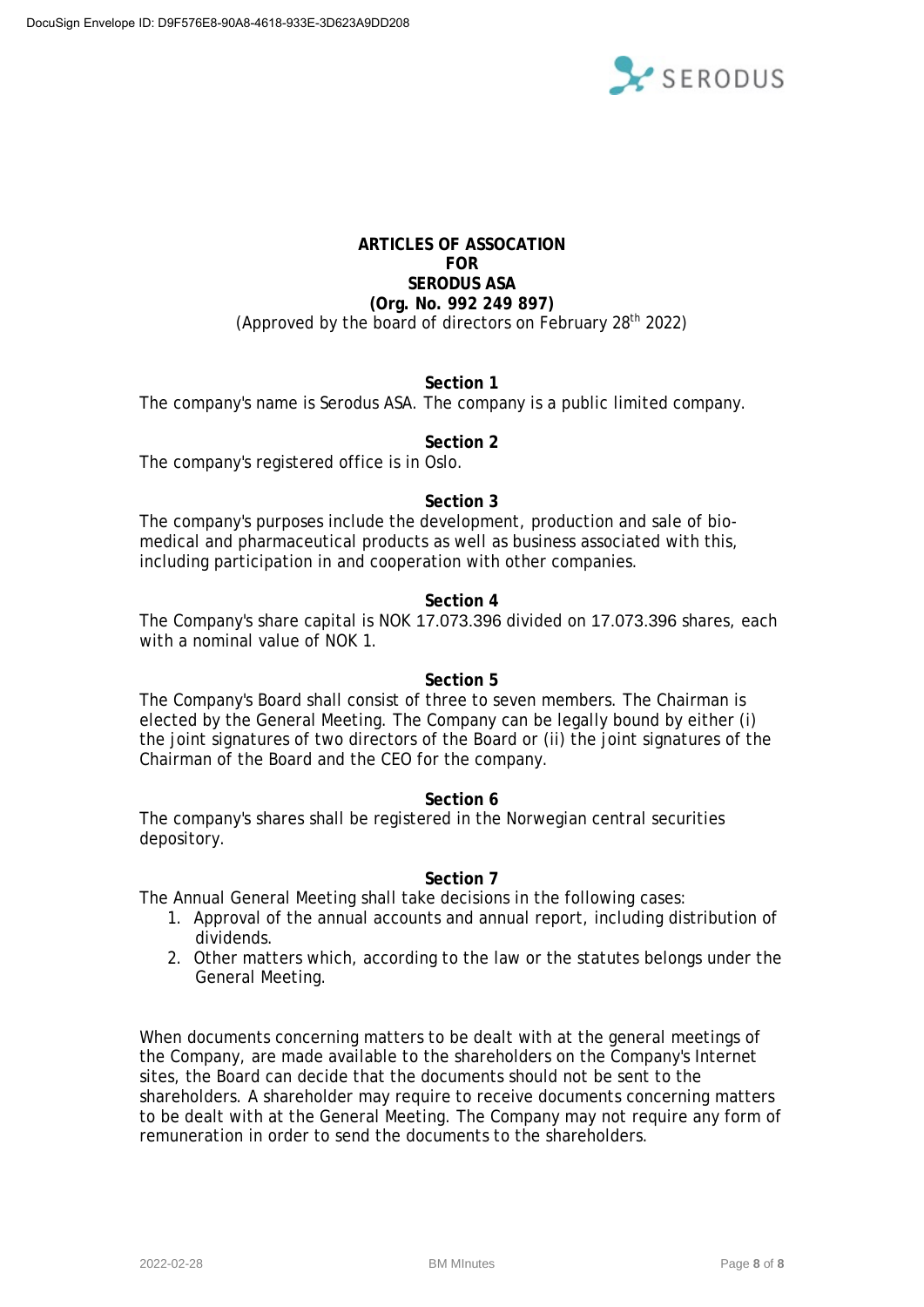**ARTICLES OF ASSOCATION**
**FOR**
**SERODUS ASA**
**(Org. No. 992 249 897)**
(Approved by the board of directors on February 28th 2022)

**Section 1**

The company's name is Serodus ASA. The company is a public limited company.

**Section 2**

The company's registered office is in Oslo.

**Section 3**

The company's purposes include the development, production and sale of bio-medical and pharmaceutical products as well as business associated with this, including participation in and cooperation with other companies.

**Section 4**

The Company's share capital is NOK 17.073.396 divided on 17.073.396 shares, each with a nominal value of NOK 1.

**Section 5**

The Company's Board shall consist of three to seven members. The Chairman is elected by the General Meeting. The Company can be legally bound by either (i) the joint signatures of two directors of the Board or (ii) the joint signatures of the Chairman of the Board and the CEO for the company.

**Section 6**

The company's shares shall be registered in the Norwegian central securities depository.

**Section 7**

The Annual General Meeting shall take decisions in the following cases:

1. Approval of the annual accounts and annual report, including distribution of dividends.
2. Other matters which, according to the law or the statutes belongs under the General Meeting.

When documents concerning matters to be dealt with at the general meetings of the Company, are made available to the shareholders on the Company's Internet sites, the Board can decide that the documents should not be sent to the shareholders. A shareholder may require to receive documents concerning matters to be dealt with at the General Meeting. The Company may not require any form of remuneration in order to send the documents to the shareholders.